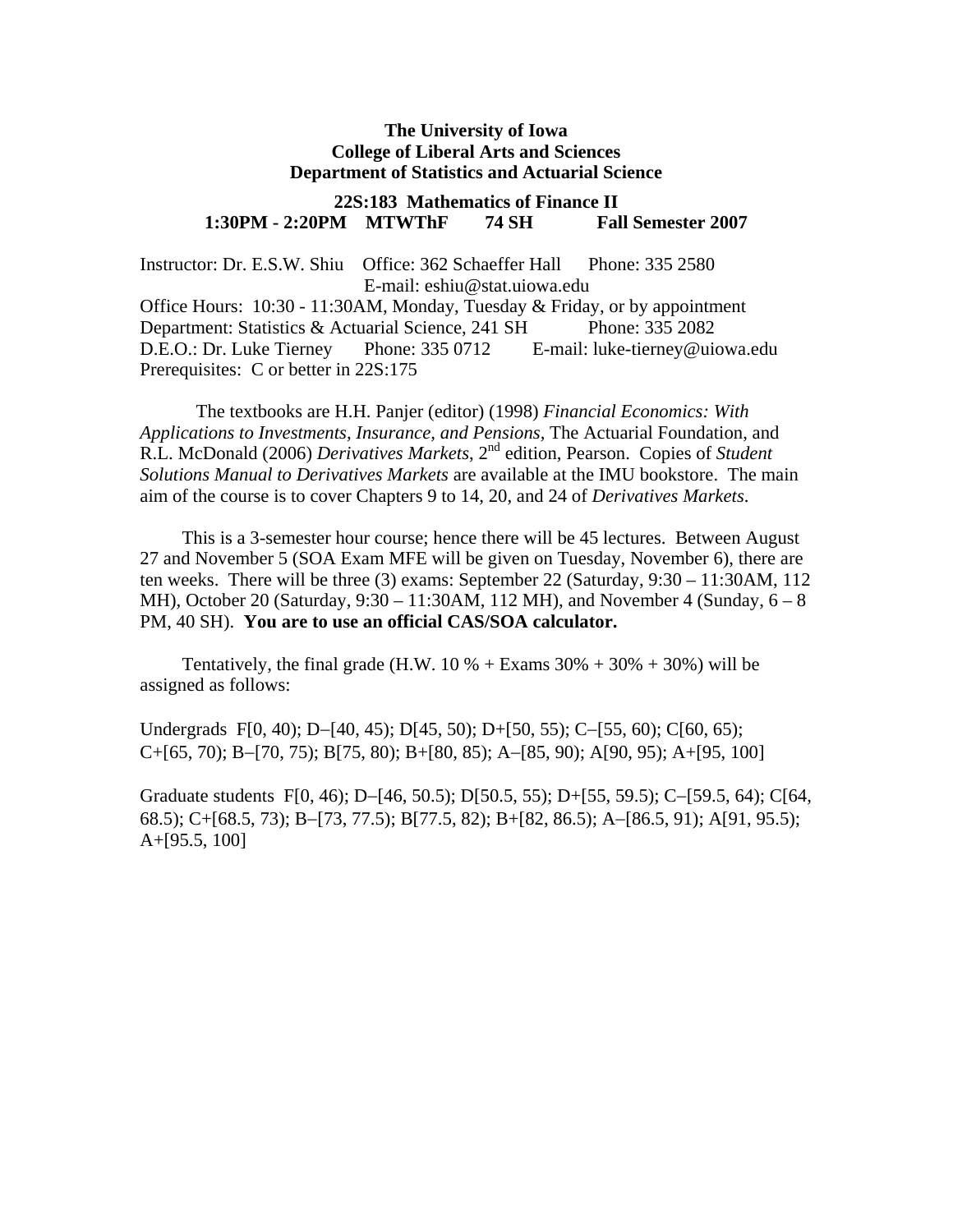**The University of Iowa**
**College of Liberal Arts and Sciences**
**Department of Statistics and Actuarial Science**

**22S:183 Mathematics of Finance II**
**1:30PM - 2:20PM MTWThF 74 SH Fall Semester 2007**

Instructor: Dr. E.S.W. Shiu Office: 362 Schaeffer Hall Phone: 335 2580
E-mail: eshiu@stat.uiowa.edu
Office Hours: 10:30 - 11:30AM, Monday, Tuesday & Friday, or by appointment
Department: Statistics & Actuarial Science, 241 SH Phone: 335 2082
D.E.O.: Dr. Luke Tierney Phone: 335 0712 E-mail: luke-tierney@uiowa.edu
Prerequisites: C or better in 22S:175

The textbooks are H.H. Panjer (editor) (1998) *Financial Economics: With Applications to Investments, Insurance, and Pensions*, The Actuarial Foundation, and R.L. McDonald (2006) *Derivatives Markets*, 2nd edition, Pearson. Copies of *Student Solutions Manual to Derivatives Markets* are available at the IMU bookstore. The main aim of the course is to cover Chapters 9 to 14, 20, and 24 of *Derivatives Markets*.

This is a 3-semester hour course; hence there will be 45 lectures. Between August 27 and November 5 (SOA Exam MFE will be given on Tuesday, November 6), there are ten weeks. There will be three (3) exams: September 22 (Saturday, 9:30 – 11:30AM, 112 MH), October 20 (Saturday, 9:30 – 11:30AM, 112 MH), and November 4 (Sunday, 6 – 8 PM, 40 SH). **You are to use an official CAS/SOA calculator.**

Tentatively, the final grade (H.W. 10 % + Exams 30% + 30% + 30%) will be assigned as follows:

Undergrads F[0, 40); D−[40, 45); D[45, 50); D+[50, 55); C−[55, 60); C[60, 65); C+[65, 70); B−[70, 75); B[75, 80); B+[80, 85); A−[85, 90); A[90, 95); A+[95, 100]

Graduate students F[0, 46); D−[46, 50.5); D[50.5, 55); D+[55, 59.5); C−[59.5, 64); C[64, 68.5); C+[68.5, 73); B−[73, 77.5); B[77.5, 82); B+[82, 86.5); A−[86.5, 91); A[91, 95.5); A+[95.5, 100]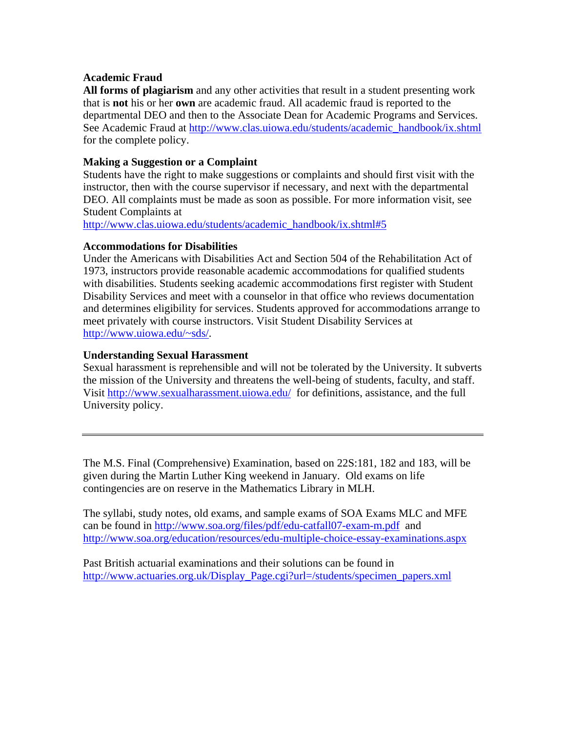**Academic Fraud**

**All forms of plagiarism** and any other activities that result in a student presenting work that is **not** his or her **own** are academic fraud. All academic fraud is reported to the departmental DEO and then to the Associate Dean for Academic Programs and Services. See Academic Fraud at http://www.clas.uiowa.edu/students/academic_handbook/ix.shtml for the complete policy.

**Making a Suggestion or a Complaint**

Students have the right to make suggestions or complaints and should first visit with the instructor, then with the course supervisor if necessary, and next with the departmental DEO. All complaints must be made as soon as possible. For more information visit, see Student Complaints at http://www.clas.uiowa.edu/students/academic_handbook/ix.shtml#5

**Accommodations for Disabilities**

Under the Americans with Disabilities Act and Section 504 of the Rehabilitation Act of 1973, instructors provide reasonable academic accommodations for qualified students with disabilities. Students seeking academic accommodations first register with Student Disability Services and meet with a counselor in that office who reviews documentation and determines eligibility for services. Students approved for accommodations arrange to meet privately with course instructors. Visit Student Disability Services at http://www.uiowa.edu/~sds/.

**Understanding Sexual Harassment**

Sexual harassment is reprehensible and will not be tolerated by the University. It subverts the mission of the University and threatens the well-being of students, faculty, and staff. Visit http://www.sexualharassment.uiowa.edu/ for definitions, assistance, and the full University policy.

---

The M.S. Final (Comprehensive) Examination, based on 22S:181, 182 and 183, will be given during the Martin Luther King weekend in January. Old exams on life contingencies are on reserve in the Mathematics Library in MLH.

The syllabi, study notes, old exams, and sample exams of SOA Exams MLC and MFE can be found in http://www.soa.org/files/pdf/edu-catfall07-exam-m.pdf and http://www.soa.org/education/resources/edu-multiple-choice-essay-examinations.aspx

Past British actuarial examinations and their solutions can be found in http://www.actuaries.org.uk/Display_Page.cgi?url=/students/specimen_papers.xml